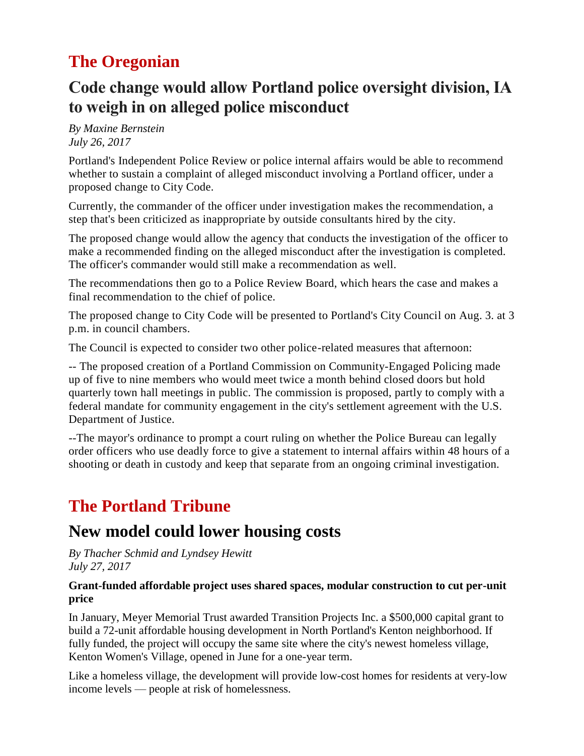# The Oregonian

## Code change would allow Portland police oversight division, IA to weigh in on alleged police misconduct

*By Maxine Bernstein*
*July 26, 2017*

Portland's Independent Police Review or police internal affairs would be able to recommend whether to sustain a complaint of alleged misconduct involving a Portland officer, under a proposed change to City Code.

Currently, the commander of the officer under investigation makes the recommendation, a step that's been criticized as inappropriate by outside consultants hired by the city.

The proposed change would allow the agency that conducts the investigation of the officer to make a recommended finding on the alleged misconduct after the investigation is completed. The officer's commander would still make a recommendation as well.

The recommendations then go to a Police Review Board, which hears the case and makes a final recommendation to the chief of police.

The proposed change to City Code will be presented to Portland's City Council on Aug. 3. at 3 p.m. in council chambers.

The Council is expected to consider two other police-related measures that afternoon:

-- The proposed creation of a Portland Commission on Community-Engaged Policing made up of five to nine members who would meet twice a month behind closed doors but hold quarterly town hall meetings in public. The commission is proposed, partly to comply with a federal mandate for community engagement in the city's settlement agreement with the U.S. Department of Justice.

--The mayor's ordinance to prompt a court ruling on whether the Police Bureau can legally order officers who use deadly force to give a statement to internal affairs within 48 hours of a shooting or death in custody and keep that separate from an ongoing criminal investigation.

# The Portland Tribune

## New model could lower housing costs

*By Thacher Schmid and Lyndsey Hewitt*
*July 27, 2017*

**Grant-funded affordable project uses shared spaces, modular construction to cut per-unit price**

In January, Meyer Memorial Trust awarded Transition Projects Inc. a $500,000 capital grant to build a 72-unit affordable housing development in North Portland's Kenton neighborhood. If fully funded, the project will occupy the same site where the city's newest homeless village, Kenton Women's Village, opened in June for a one-year term.

Like a homeless village, the development will provide low-cost homes for residents at very-low income levels — people at risk of homelessness.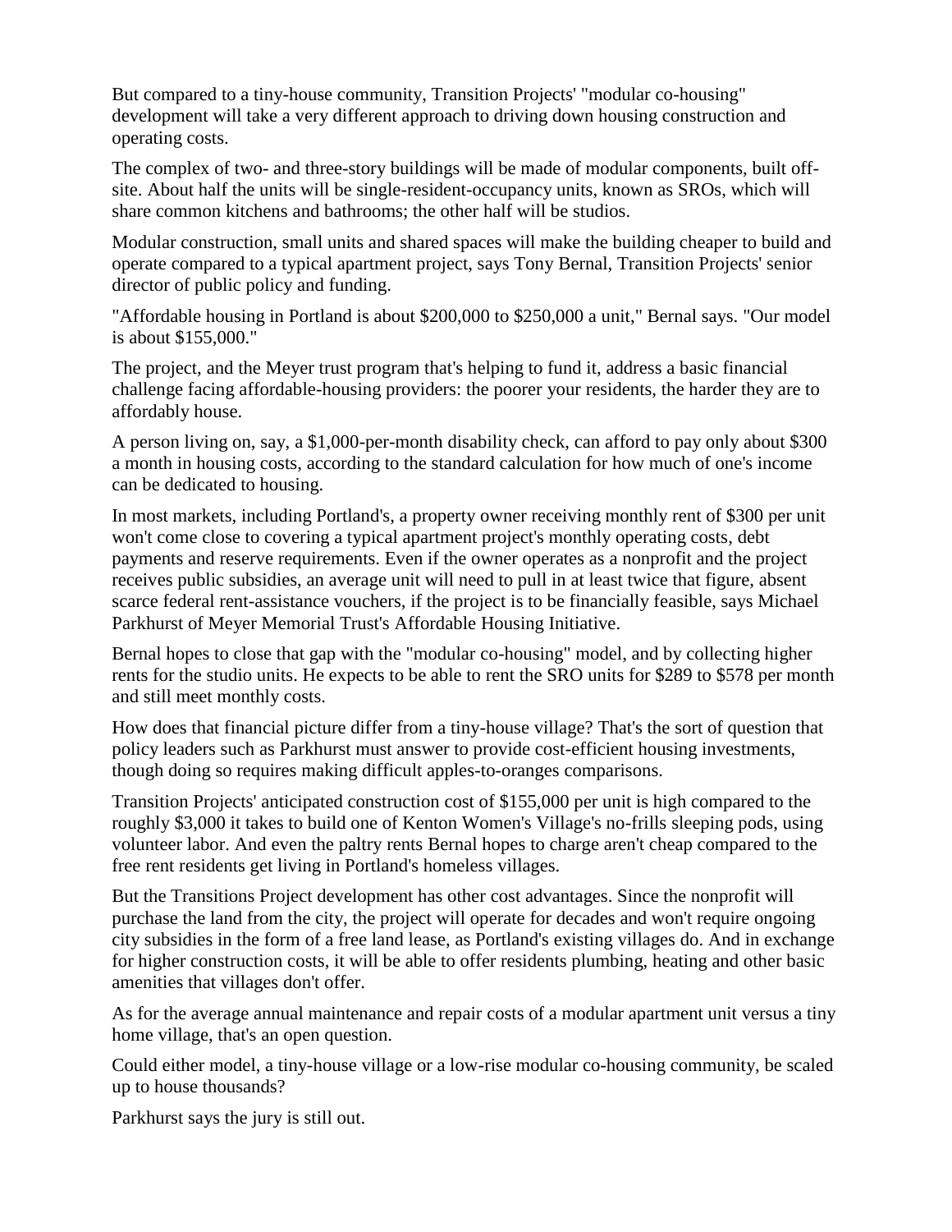But compared to a tiny-house community, Transition Projects' "modular co-housing" development will take a very different approach to driving down housing construction and operating costs.

The complex of two- and three-story buildings will be made of modular components, built off-site. About half the units will be single-resident-occupancy units, known as SROs, which will share common kitchens and bathrooms; the other half will be studios.

Modular construction, small units and shared spaces will make the building cheaper to build and operate compared to a typical apartment project, says Tony Bernal, Transition Projects' senior director of public policy and funding.

"Affordable housing in Portland is about $200,000 to $250,000 a unit," Bernal says. "Our model is about $155,000."

The project, and the Meyer trust program that's helping to fund it, address a basic financial challenge facing affordable-housing providers: the poorer your residents, the harder they are to affordably house.

A person living on, say, a $1,000-per-month disability check, can afford to pay only about $300 a month in housing costs, according to the standard calculation for how much of one's income can be dedicated to housing.

In most markets, including Portland's, a property owner receiving monthly rent of $300 per unit won't come close to covering a typical apartment project's monthly operating costs, debt payments and reserve requirements. Even if the owner operates as a nonprofit and the project receives public subsidies, an average unit will need to pull in at least twice that figure, absent scarce federal rent-assistance vouchers, if the project is to be financially feasible, says Michael Parkhurst of Meyer Memorial Trust's Affordable Housing Initiative.

Bernal hopes to close that gap with the "modular co-housing" model, and by collecting higher rents for the studio units. He expects to be able to rent the SRO units for $289 to $578 per month and still meet monthly costs.

How does that financial picture differ from a tiny-house village? That's the sort of question that policy leaders such as Parkhurst must answer to provide cost-efficient housing investments, though doing so requires making difficult apples-to-oranges comparisons.

Transition Projects' anticipated construction cost of $155,000 per unit is high compared to the roughly $3,000 it takes to build one of Kenton Women's Village's no-frills sleeping pods, using volunteer labor. And even the paltry rents Bernal hopes to charge aren't cheap compared to the free rent residents get living in Portland's homeless villages.

But the Transitions Project development has other cost advantages. Since the nonprofit will purchase the land from the city, the project will operate for decades and won't require ongoing city subsidies in the form of a free land lease, as Portland's existing villages do. And in exchange for higher construction costs, it will be able to offer residents plumbing, heating and other basic amenities that villages don't offer.

As for the average annual maintenance and repair costs of a modular apartment unit versus a tiny home village, that's an open question.

Could either model, a tiny-house village or a low-rise modular co-housing community, be scaled up to house thousands?

Parkhurst says the jury is still out.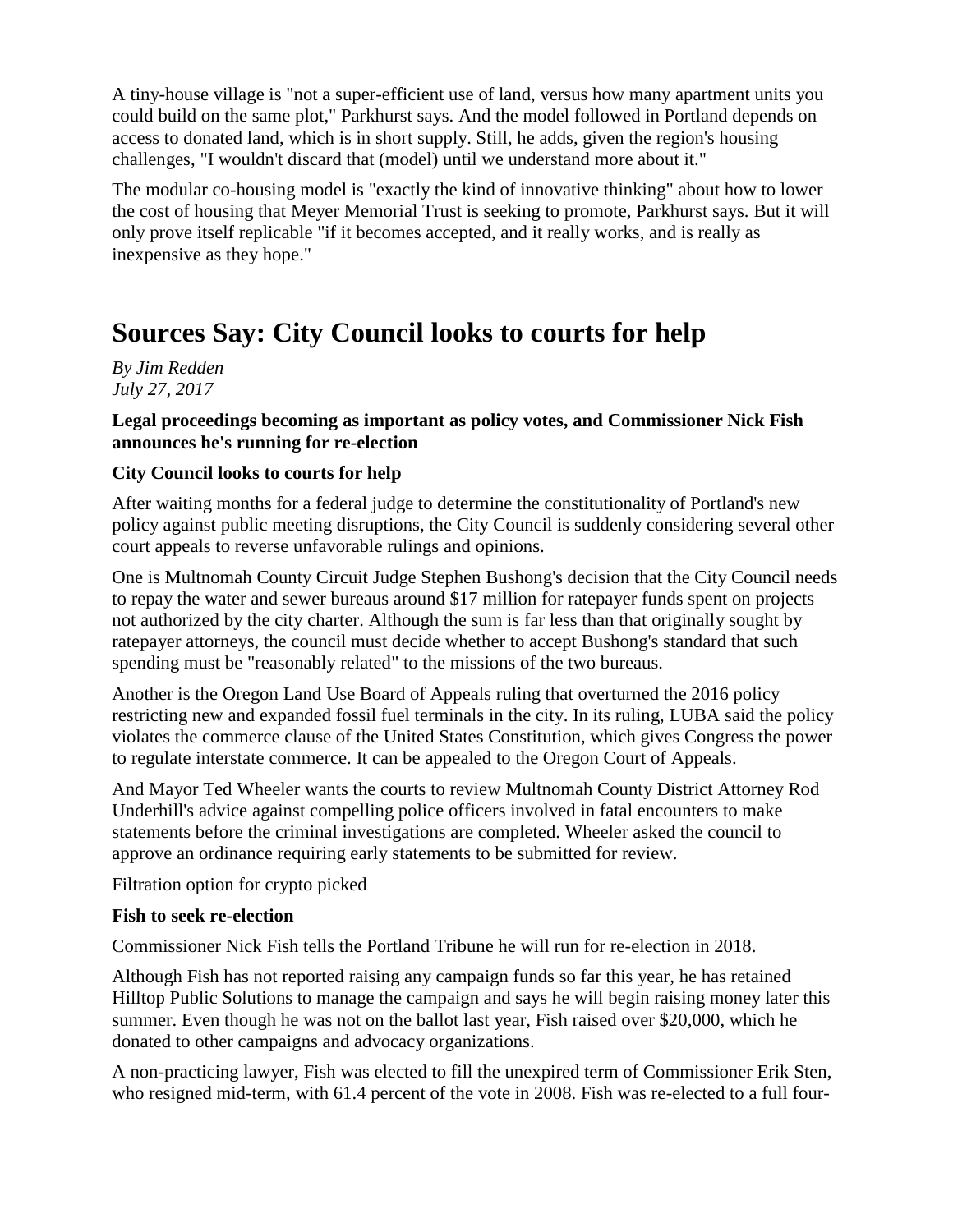A tiny-house village is "not a super-efficient use of land, versus how many apartment units you could build on the same plot," Parkhurst says. And the model followed in Portland depends on access to donated land, which is in short supply. Still, he adds, given the region's housing challenges, "I wouldn't discard that (model) until we understand more about it."

The modular co-housing model is "exactly the kind of innovative thinking" about how to lower the cost of housing that Meyer Memorial Trust is seeking to promote, Parkhurst says. But it will only prove itself replicable "if it becomes accepted, and it really works, and is really as inexpensive as they hope."

# Sources Say: City Council looks to courts for help

*By Jim Redden*
*July 27, 2017*

**Legal proceedings becoming as important as policy votes, and Commissioner Nick Fish announces he's running for re-election**

**City Council looks to courts for help**

After waiting months for a federal judge to determine the constitutionality of Portland's new policy against public meeting disruptions, the City Council is suddenly considering several other court appeals to reverse unfavorable rulings and opinions.

One is Multnomah County Circuit Judge Stephen Bushong's decision that the City Council needs to repay the water and sewer bureaus around $17 million for ratepayer funds spent on projects not authorized by the city charter. Although the sum is far less than that originally sought by ratepayer attorneys, the council must decide whether to accept Bushong's standard that such spending must be "reasonably related" to the missions of the two bureaus.

Another is the Oregon Land Use Board of Appeals ruling that overturned the 2016 policy restricting new and expanded fossil fuel terminals in the city. In its ruling, LUBA said the policy violates the commerce clause of the United States Constitution, which gives Congress the power to regulate interstate commerce. It can be appealed to the Oregon Court of Appeals.

And Mayor Ted Wheeler wants the courts to review Multnomah County District Attorney Rod Underhill's advice against compelling police officers involved in fatal encounters to make statements before the criminal investigations are completed. Wheeler asked the council to approve an ordinance requiring early statements to be submitted for review.

Filtration option for crypto picked

**Fish to seek re-election**

Commissioner Nick Fish tells the Portland Tribune he will run for re-election in 2018.

Although Fish has not reported raising any campaign funds so far this year, he has retained Hilltop Public Solutions to manage the campaign and says he will begin raising money later this summer. Even though he was not on the ballot last year, Fish raised over $20,000, which he donated to other campaigns and advocacy organizations.

A non-practicing lawyer, Fish was elected to fill the unexpired term of Commissioner Erik Sten, who resigned mid-term, with 61.4 percent of the vote in 2008. Fish was re-elected to a full four-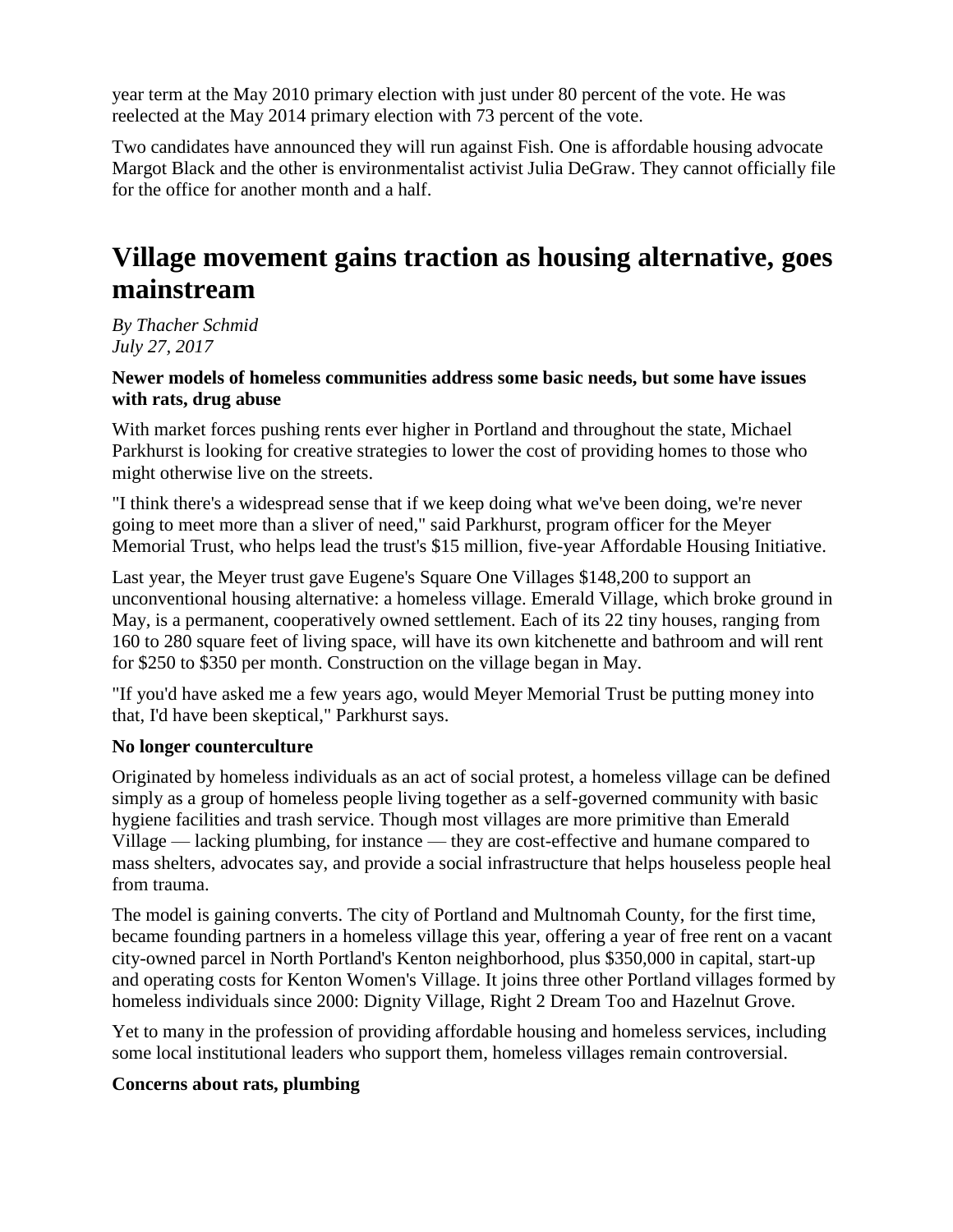year term at the May 2010 primary election with just under 80 percent of the vote. He was reelected at the May 2014 primary election with 73 percent of the vote.

Two candidates have announced they will run against Fish. One is affordable housing advocate Margot Black and the other is environmentalist activist Julia DeGraw. They cannot officially file for the office for another month and a half.

# Village movement gains traction as housing alternative, goes mainstream

*By Thacher Schmid*
*July 27, 2017*

**Newer models of homeless communities address some basic needs, but some have issues with rats, drug abuse**

With market forces pushing rents ever higher in Portland and throughout the state, Michael Parkhurst is looking for creative strategies to lower the cost of providing homes to those who might otherwise live on the streets.

"I think there's a widespread sense that if we keep doing what we've been doing, we're never going to meet more than a sliver of need," said Parkhurst, program officer for the Meyer Memorial Trust, who helps lead the trust's $15 million, five-year Affordable Housing Initiative.

Last year, the Meyer trust gave Eugene's Square One Villages $148,200 to support an unconventional housing alternative: a homeless village. Emerald Village, which broke ground in May, is a permanent, cooperatively owned settlement. Each of its 22 tiny houses, ranging from 160 to 280 square feet of living space, will have its own kitchenette and bathroom and will rent for $250 to $350 per month. Construction on the village began in May.

"If you'd have asked me a few years ago, would Meyer Memorial Trust be putting money into that, I'd have been skeptical," Parkhurst says.

**No longer counterculture**

Originated by homeless individuals as an act of social protest, a homeless village can be defined simply as a group of homeless people living together as a self-governed community with basic hygiene facilities and trash service. Though most villages are more primitive than Emerald Village — lacking plumbing, for instance — they are cost-effective and humane compared to mass shelters, advocates say, and provide a social infrastructure that helps houseless people heal from trauma.

The model is gaining converts. The city of Portland and Multnomah County, for the first time, became founding partners in a homeless village this year, offering a year of free rent on a vacant city-owned parcel in North Portland's Kenton neighborhood, plus $350,000 in capital, start-up and operating costs for Kenton Women's Village. It joins three other Portland villages formed by homeless individuals since 2000: Dignity Village, Right 2 Dream Too and Hazelnut Grove.

Yet to many in the profession of providing affordable housing and homeless services, including some local institutional leaders who support them, homeless villages remain controversial.

**Concerns about rats, plumbing**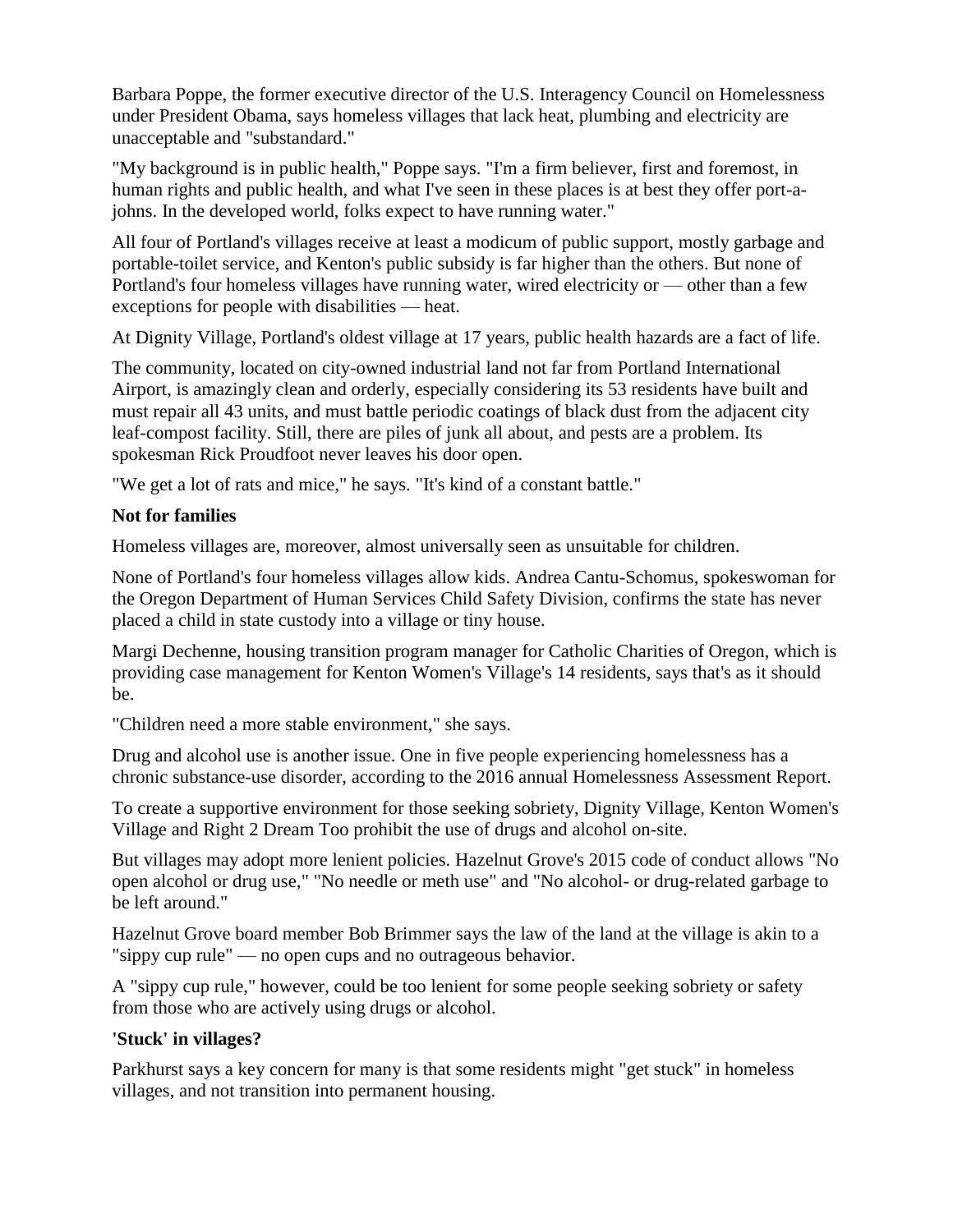Barbara Poppe, the former executive director of the U.S. Interagency Council on Homelessness under President Obama, says homeless villages that lack heat, plumbing and electricity are unacceptable and "substandard."

"My background is in public health," Poppe says. "I'm a firm believer, first and foremost, in human rights and public health, and what I've seen in these places is at best they offer port-a-johns. In the developed world, folks expect to have running water."

All four of Portland's villages receive at least a modicum of public support, mostly garbage and portable-toilet service, and Kenton's public subsidy is far higher than the others. But none of Portland's four homeless villages have running water, wired electricity or — other than a few exceptions for people with disabilities — heat.

At Dignity Village, Portland's oldest village at 17 years, public health hazards are a fact of life.

The community, located on city-owned industrial land not far from Portland International Airport, is amazingly clean and orderly, especially considering its 53 residents have built and must repair all 43 units, and must battle periodic coatings of black dust from the adjacent city leaf-compost facility. Still, there are piles of junk all about, and pests are a problem. Its spokesman Rick Proudfoot never leaves his door open.

"We get a lot of rats and mice," he says. "It's kind of a constant battle."

**Not for families**

Homeless villages are, moreover, almost universally seen as unsuitable for children.

None of Portland's four homeless villages allow kids. Andrea Cantu-Schomus, spokeswoman for the Oregon Department of Human Services Child Safety Division, confirms the state has never placed a child in state custody into a village or tiny house.

Margi Dechenne, housing transition program manager for Catholic Charities of Oregon, which is providing case management for Kenton Women's Village's 14 residents, says that's as it should be.

"Children need a more stable environment," she says.

Drug and alcohol use is another issue. One in five people experiencing homelessness has a chronic substance-use disorder, according to the 2016 annual Homelessness Assessment Report.

To create a supportive environment for those seeking sobriety, Dignity Village, Kenton Women's Village and Right 2 Dream Too prohibit the use of drugs and alcohol on-site.

But villages may adopt more lenient policies. Hazelnut Grove's 2015 code of conduct allows "No open alcohol or drug use," "No needle or meth use" and "No alcohol- or drug-related garbage to be left around."

Hazelnut Grove board member Bob Brimmer says the law of the land at the village is akin to a "sippy cup rule" — no open cups and no outrageous behavior.

A "sippy cup rule," however, could be too lenient for some people seeking sobriety or safety from those who are actively using drugs or alcohol.

**'Stuck' in villages?**

Parkhurst says a key concern for many is that some residents might "get stuck" in homeless villages, and not transition into permanent housing.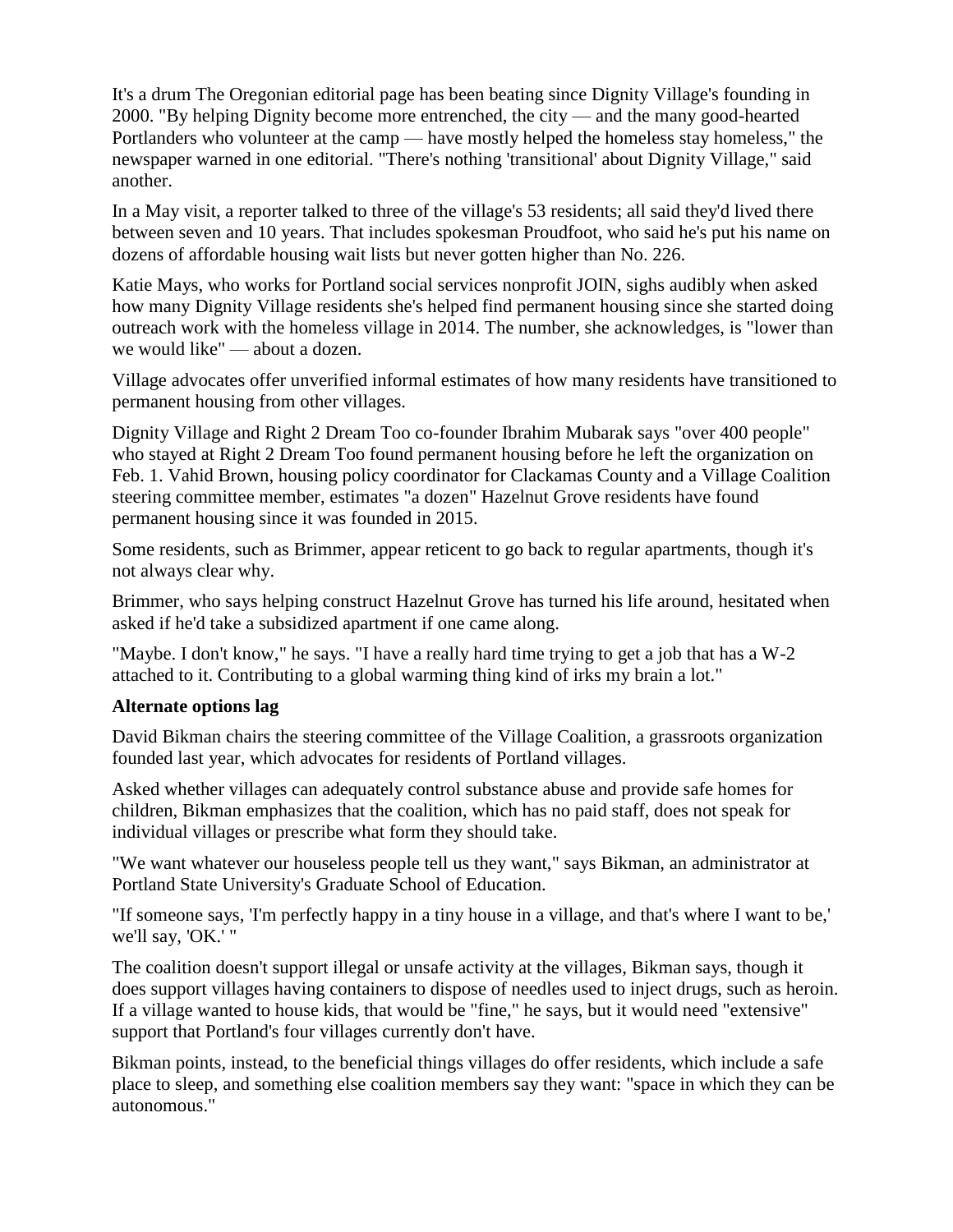It's a drum The Oregonian editorial page has been beating since Dignity Village's founding in 2000. "By helping Dignity become more entrenched, the city — and the many good-hearted Portlanders who volunteer at the camp — have mostly helped the homeless stay homeless," the newspaper warned in one editorial. "There's nothing 'transitional' about Dignity Village," said another.

In a May visit, a reporter talked to three of the village's 53 residents; all said they'd lived there between seven and 10 years. That includes spokesman Proudfoot, who said he's put his name on dozens of affordable housing wait lists but never gotten higher than No. 226.

Katie Mays, who works for Portland social services nonprofit JOIN, sighs audibly when asked how many Dignity Village residents she's helped find permanent housing since she started doing outreach work with the homeless village in 2014. The number, she acknowledges, is "lower than we would like" — about a dozen.

Village advocates offer unverified informal estimates of how many residents have transitioned to permanent housing from other villages.

Dignity Village and Right 2 Dream Too co-founder Ibrahim Mubarak says "over 400 people" who stayed at Right 2 Dream Too found permanent housing before he left the organization on Feb. 1. Vahid Brown, housing policy coordinator for Clackamas County and a Village Coalition steering committee member, estimates "a dozen" Hazelnut Grove residents have found permanent housing since it was founded in 2015.

Some residents, such as Brimmer, appear reticent to go back to regular apartments, though it's not always clear why.

Brimmer, who says helping construct Hazelnut Grove has turned his life around, hesitated when asked if he'd take a subsidized apartment if one came along.

"Maybe. I don't know," he says. "I have a really hard time trying to get a job that has a W-2 attached to it. Contributing to a global warming thing kind of irks my brain a lot."

**Alternate options lag**

David Bikman chairs the steering committee of the Village Coalition, a grassroots organization founded last year, which advocates for residents of Portland villages.

Asked whether villages can adequately control substance abuse and provide safe homes for children, Bikman emphasizes that the coalition, which has no paid staff, does not speak for individual villages or prescribe what form they should take.

"We want whatever our houseless people tell us they want," says Bikman, an administrator at Portland State University's Graduate School of Education.

"If someone says, 'I'm perfectly happy in a tiny house in a village, and that's where I want to be,' we'll say, 'OK.' "

The coalition doesn't support illegal or unsafe activity at the villages, Bikman says, though it does support villages having containers to dispose of needles used to inject drugs, such as heroin. If a village wanted to house kids, that would be "fine," he says, but it would need "extensive" support that Portland's four villages currently don't have.

Bikman points, instead, to the beneficial things villages do offer residents, which include a safe place to sleep, and something else coalition members say they want: "space in which they can be autonomous."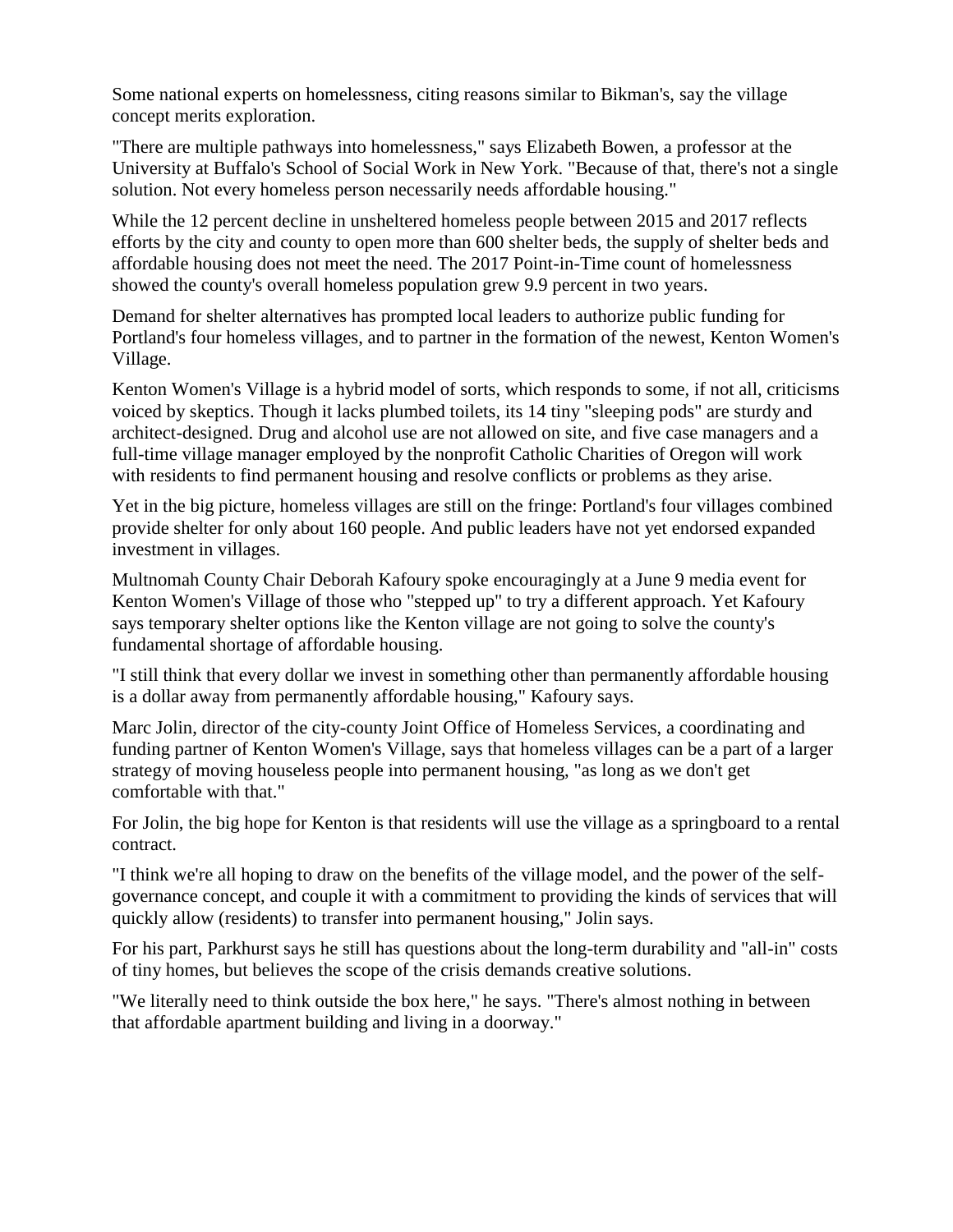Some national experts on homelessness, citing reasons similar to Bikman's, say the village concept merits exploration.

"There are multiple pathways into homelessness," says Elizabeth Bowen, a professor at the University at Buffalo's School of Social Work in New York. "Because of that, there's not a single solution. Not every homeless person necessarily needs affordable housing."

While the 12 percent decline in unsheltered homeless people between 2015 and 2017 reflects efforts by the city and county to open more than 600 shelter beds, the supply of shelter beds and affordable housing does not meet the need. The 2017 Point-in-Time count of homelessness showed the county's overall homeless population grew 9.9 percent in two years.

Demand for shelter alternatives has prompted local leaders to authorize public funding for Portland's four homeless villages, and to partner in the formation of the newest, Kenton Women's Village.

Kenton Women's Village is a hybrid model of sorts, which responds to some, if not all, criticisms voiced by skeptics. Though it lacks plumbed toilets, its 14 tiny "sleeping pods" are sturdy and architect-designed. Drug and alcohol use are not allowed on site, and five case managers and a full-time village manager employed by the nonprofit Catholic Charities of Oregon will work with residents to find permanent housing and resolve conflicts or problems as they arise.

Yet in the big picture, homeless villages are still on the fringe: Portland's four villages combined provide shelter for only about 160 people. And public leaders have not yet endorsed expanded investment in villages.

Multnomah County Chair Deborah Kafoury spoke encouragingly at a June 9 media event for Kenton Women's Village of those who "stepped up" to try a different approach. Yet Kafoury says temporary shelter options like the Kenton village are not going to solve the county's fundamental shortage of affordable housing.

"I still think that every dollar we invest in something other than permanently affordable housing is a dollar away from permanently affordable housing," Kafoury says.

Marc Jolin, director of the city-county Joint Office of Homeless Services, a coordinating and funding partner of Kenton Women's Village, says that homeless villages can be a part of a larger strategy of moving houseless people into permanent housing, "as long as we don't get comfortable with that."

For Jolin, the big hope for Kenton is that residents will use the village as a springboard to a rental contract.

"I think we're all hoping to draw on the benefits of the village model, and the power of the self-governance concept, and couple it with a commitment to providing the kinds of services that will quickly allow (residents) to transfer into permanent housing," Jolin says.

For his part, Parkhurst says he still has questions about the long-term durability and "all-in" costs of tiny homes, but believes the scope of the crisis demands creative solutions.

"We literally need to think outside the box here," he says. "There's almost nothing in between that affordable apartment building and living in a doorway."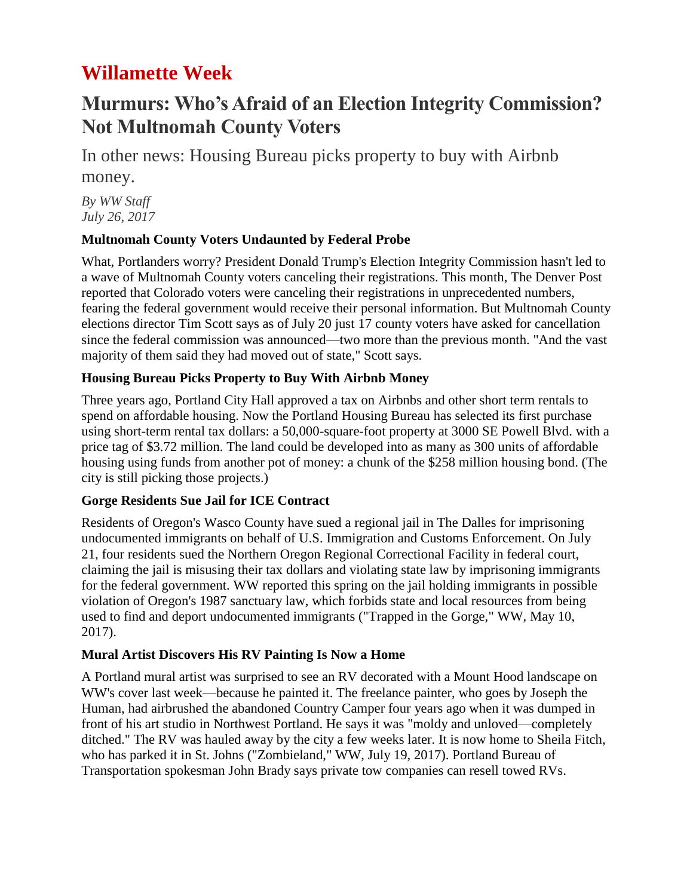# Willamette Week

## Murmurs: Who's Afraid of an Election Integrity Commission? Not Multnomah County Voters

In other news: Housing Bureau picks property to buy with Airbnb money.

*By WW Staff*
*July 26, 2017*

### Multnomah County Voters Undaunted by Federal Probe

What, Portlanders worry? President Donald Trump's Election Integrity Commission hasn't led to a wave of Multnomah County voters canceling their registrations. This month, The Denver Post reported that Colorado voters were canceling their registrations in unprecedented numbers, fearing the federal government would receive their personal information. But Multnomah County elections director Tim Scott says as of July 20 just 17 county voters have asked for cancellation since the federal commission was announced—two more than the previous month. "And the vast majority of them said they had moved out of state," Scott says.

### Housing Bureau Picks Property to Buy With Airbnb Money

Three years ago, Portland City Hall approved a tax on Airbnbs and other short term rentals to spend on affordable housing. Now the Portland Housing Bureau has selected its first purchase using short-term rental tax dollars: a 50,000-square-foot property at 3000 SE Powell Blvd. with a price tag of $3.72 million. The land could be developed into as many as 300 units of affordable housing using funds from another pot of money: a chunk of the $258 million housing bond. (The city is still picking those projects.)

### Gorge Residents Sue Jail for ICE Contract

Residents of Oregon's Wasco County have sued a regional jail in The Dalles for imprisoning undocumented immigrants on behalf of U.S. Immigration and Customs Enforcement. On July 21, four residents sued the Northern Oregon Regional Correctional Facility in federal court, claiming the jail is misusing their tax dollars and violating state law by imprisoning immigrants for the federal government. WW reported this spring on the jail holding immigrants in possible violation of Oregon's 1987 sanctuary law, which forbids state and local resources from being used to find and deport undocumented immigrants ("Trapped in the Gorge," WW, May 10, 2017).

### Mural Artist Discovers His RV Painting Is Now a Home

A Portland mural artist was surprised to see an RV decorated with a Mount Hood landscape on WW's cover last week—because he painted it. The freelance painter, who goes by Joseph the Human, had airbrushed the abandoned Country Camper four years ago when it was dumped in front of his art studio in Northwest Portland. He says it was "moldy and unloved—completely ditched." The RV was hauled away by the city a few weeks later. It is now home to Sheila Fitch, who has parked it in St. Johns ("Zombieland," WW, July 19, 2017). Portland Bureau of Transportation spokesman John Brady says private tow companies can resell towed RVs.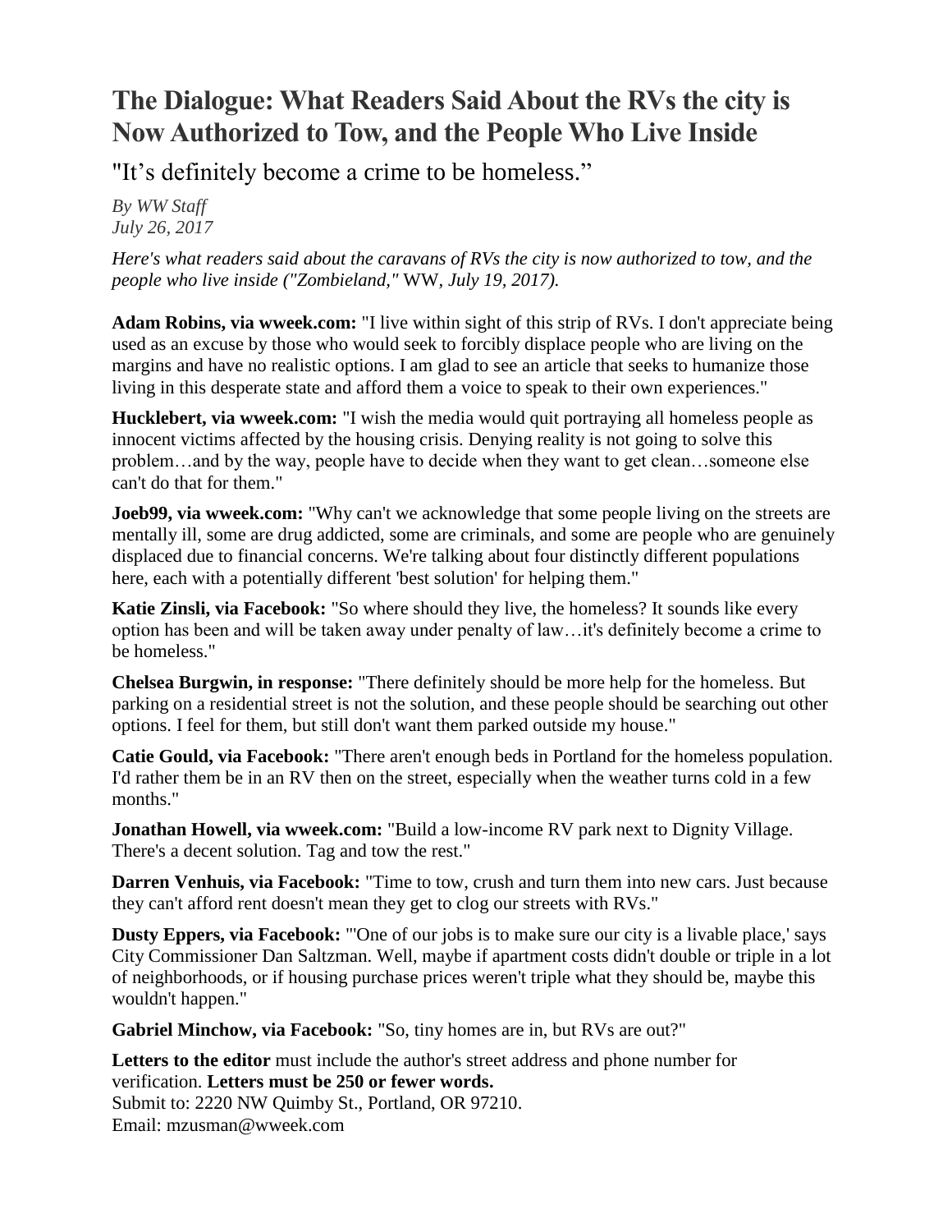# The Dialogue: What Readers Said About the RVs the city is Now Authorized to Tow, and the People Who Live Inside

"It's definitely become a crime to be homeless."

*By WW Staff*
*July 26, 2017*

*Here's what readers said about the caravans of RVs the city is now authorized to tow, and the people who live inside ("Zombieland,"* WW*, July 19, 2017).*

**Adam Robins, via wweek.com:** "I live within sight of this strip of RVs. I don't appreciate being used as an excuse by those who would seek to forcibly displace people who are living on the margins and have no realistic options. I am glad to see an article that seeks to humanize those living in this desperate state and afford them a voice to speak to their own experiences."

**Hucklebert, via wweek.com:** "I wish the media would quit portraying all homeless people as innocent victims affected by the housing crisis. Denying reality is not going to solve this problem…and by the way, people have to decide when they want to get clean…someone else can't do that for them."

**Joeb99, via wweek.com:** "Why can't we acknowledge that some people living on the streets are mentally ill, some are drug addicted, some are criminals, and some are people who are genuinely displaced due to financial concerns. We're talking about four distinctly different populations here, each with a potentially different 'best solution' for helping them."

**Katie Zinsli, via Facebook:** "So where should they live, the homeless? It sounds like every option has been and will be taken away under penalty of law…it's definitely become a crime to be homeless."

**Chelsea Burgwin, in response:** "There definitely should be more help for the homeless. But parking on a residential street is not the solution, and these people should be searching out other options. I feel for them, but still don't want them parked outside my house."

**Catie Gould, via Facebook:** "There aren't enough beds in Portland for the homeless population. I'd rather them be in an RV then on the street, especially when the weather turns cold in a few months."

**Jonathan Howell, via wweek.com:** "Build a low-income RV park next to Dignity Village. There's a decent solution. Tag and tow the rest."

**Darren Venhuis, via Facebook:** "Time to tow, crush and turn them into new cars. Just because they can't afford rent doesn't mean they get to clog our streets with RVs."

**Dusty Eppers, via Facebook:** "'One of our jobs is to make sure our city is a livable place,' says City Commissioner Dan Saltzman. Well, maybe if apartment costs didn't double or triple in a lot of neighborhoods, or if housing purchase prices weren't triple what they should be, maybe this wouldn't happen."

**Gabriel Minchow, via Facebook:** "So, tiny homes are in, but RVs are out?"

**Letters to the editor** must include the author's street address and phone number for verification. **Letters must be 250 or fewer words.**
Submit to: 2220 NW Quimby St., Portland, OR 97210.
Email: mzusman@wweek.com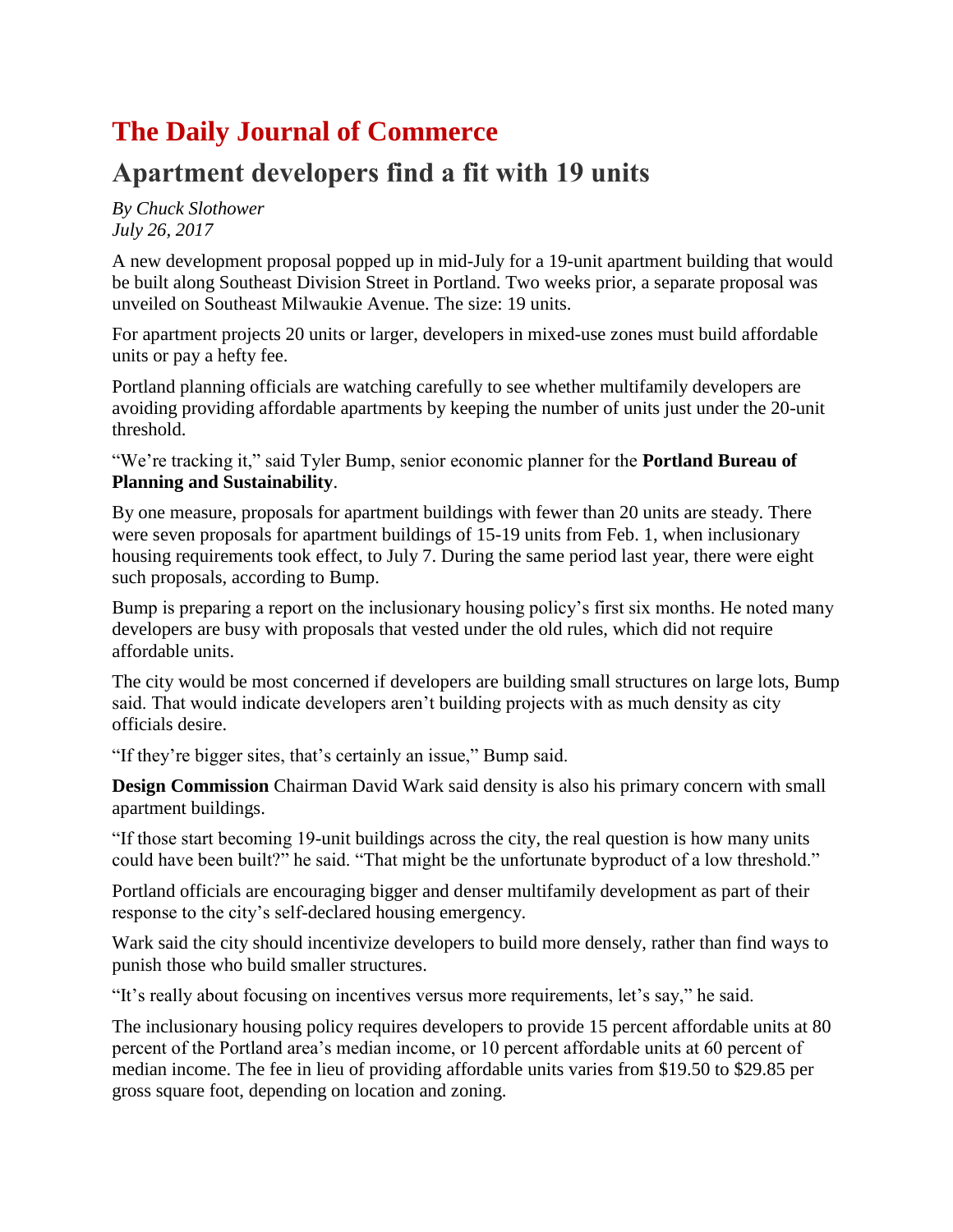# The Daily Journal of Commerce

## Apartment developers find a fit with 19 units

*By Chuck Slothower*
*July 26, 2017*

A new development proposal popped up in mid-July for a 19-unit apartment building that would be built along Southeast Division Street in Portland. Two weeks prior, a separate proposal was unveiled on Southeast Milwaukie Avenue. The size: 19 units.

For apartment projects 20 units or larger, developers in mixed-use zones must build affordable units or pay a hefty fee.

Portland planning officials are watching carefully to see whether multifamily developers are avoiding providing affordable apartments by keeping the number of units just under the 20-unit threshold.

"We're tracking it," said Tyler Bump, senior economic planner for the **Portland Bureau of Planning and Sustainability**.

By one measure, proposals for apartment buildings with fewer than 20 units are steady. There were seven proposals for apartment buildings of 15-19 units from Feb. 1, when inclusionary housing requirements took effect, to July 7. During the same period last year, there were eight such proposals, according to Bump.

Bump is preparing a report on the inclusionary housing policy's first six months. He noted many developers are busy with proposals that vested under the old rules, which did not require affordable units.

The city would be most concerned if developers are building small structures on large lots, Bump said. That would indicate developers aren't building projects with as much density as city officials desire.

"If they're bigger sites, that's certainly an issue," Bump said.

**Design Commission** Chairman David Wark said density is also his primary concern with small apartment buildings.

"If those start becoming 19-unit buildings across the city, the real question is how many units could have been built?" he said. "That might be the unfortunate byproduct of a low threshold."

Portland officials are encouraging bigger and denser multifamily development as part of their response to the city's self-declared housing emergency.

Wark said the city should incentivize developers to build more densely, rather than find ways to punish those who build smaller structures.

"It's really about focusing on incentives versus more requirements, let's say," he said.

The inclusionary housing policy requires developers to provide 15 percent affordable units at 80 percent of the Portland area's median income, or 10 percent affordable units at 60 percent of median income. The fee in lieu of providing affordable units varies from $19.50 to $29.85 per gross square foot, depending on location and zoning.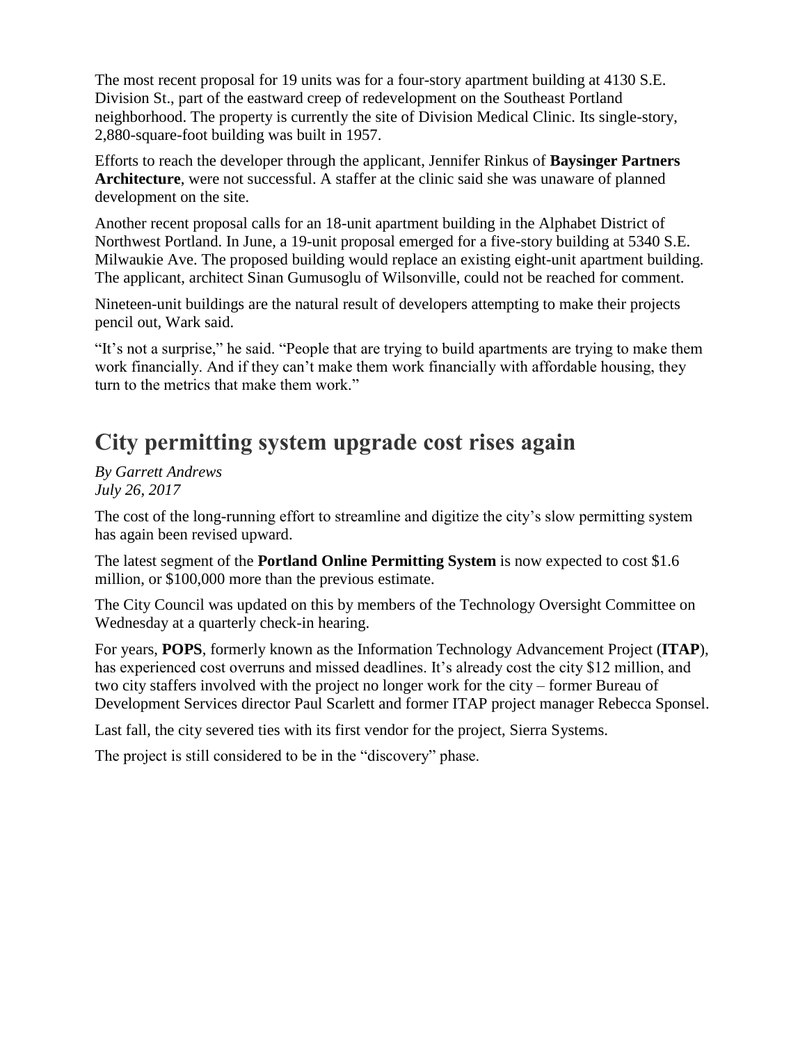The most recent proposal for 19 units was for a four-story apartment building at 4130 S.E. Division St., part of the eastward creep of redevelopment on the Southeast Portland neighborhood. The property is currently the site of Division Medical Clinic. Its single-story, 2,880-square-foot building was built in 1957.

Efforts to reach the developer through the applicant, Jennifer Rinkus of **Baysinger Partners Architecture**, were not successful. A staffer at the clinic said she was unaware of planned development on the site.

Another recent proposal calls for an 18-unit apartment building in the Alphabet District of Northwest Portland. In June, a 19-unit proposal emerged for a five-story building at 5340 S.E. Milwaukie Ave. The proposed building would replace an existing eight-unit apartment building. The applicant, architect Sinan Gumusoglu of Wilsonville, could not be reached for comment.

Nineteen-unit buildings are the natural result of developers attempting to make their projects pencil out, Wark said.

"It's not a surprise," he said. "People that are trying to build apartments are trying to make them work financially. And if they can't make them work financially with affordable housing, they turn to the metrics that make them work."

## City permitting system upgrade cost rises again

*By Garrett Andrews*
*July 26, 2017*

The cost of the long-running effort to streamline and digitize the city's slow permitting system has again been revised upward.

The latest segment of the **Portland Online Permitting System** is now expected to cost $1.6 million, or $100,000 more than the previous estimate.

The City Council was updated on this by members of the Technology Oversight Committee on Wednesday at a quarterly check-in hearing.

For years, **POPS**, formerly known as the Information Technology Advancement Project (**ITAP**), has experienced cost overruns and missed deadlines. It's already cost the city $12 million, and two city staffers involved with the project no longer work for the city – former Bureau of Development Services director Paul Scarlett and former ITAP project manager Rebecca Sponsel.

Last fall, the city severed ties with its first vendor for the project, Sierra Systems.

The project is still considered to be in the "discovery" phase.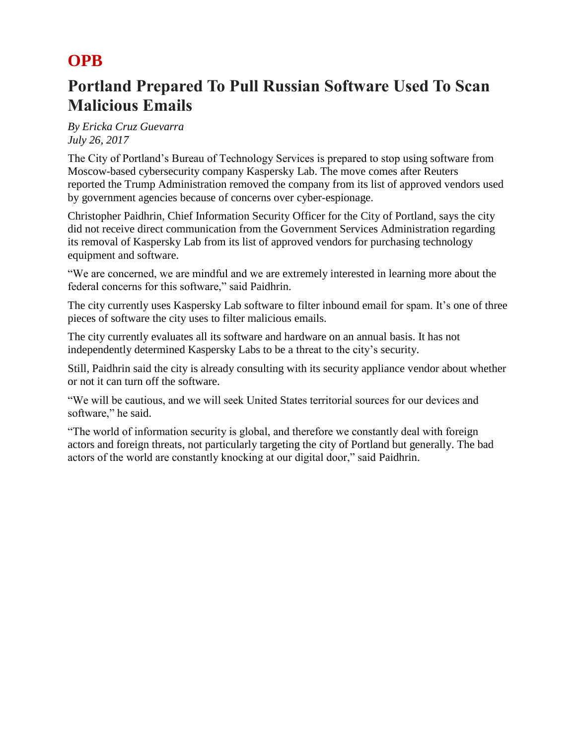# OPB

## Portland Prepared To Pull Russian Software Used To Scan Malicious Emails

*By Ericka Cruz Guevarra*
*July 26, 2017*

The City of Portland's Bureau of Technology Services is prepared to stop using software from Moscow-based cybersecurity company Kaspersky Lab. The move comes after Reuters reported the Trump Administration removed the company from its list of approved vendors used by government agencies because of concerns over cyber-espionage.

Christopher Paidhrin, Chief Information Security Officer for the City of Portland, says the city did not receive direct communication from the Government Services Administration regarding its removal of Kaspersky Lab from its list of approved vendors for purchasing technology equipment and software.

"We are concerned, we are mindful and we are extremely interested in learning more about the federal concerns for this software," said Paidhrin.

The city currently uses Kaspersky Lab software to filter inbound email for spam. It's one of three pieces of software the city uses to filter malicious emails.

The city currently evaluates all its software and hardware on an annual basis. It has not independently determined Kaspersky Labs to be a threat to the city's security.

Still, Paidhrin said the city is already consulting with its security appliance vendor about whether or not it can turn off the software.

"We will be cautious, and we will seek United States territorial sources for our devices and software," he said.

"The world of information security is global, and therefore we constantly deal with foreign actors and foreign threats, not particularly targeting the city of Portland but generally. The bad actors of the world are constantly knocking at our digital door," said Paidhrin.